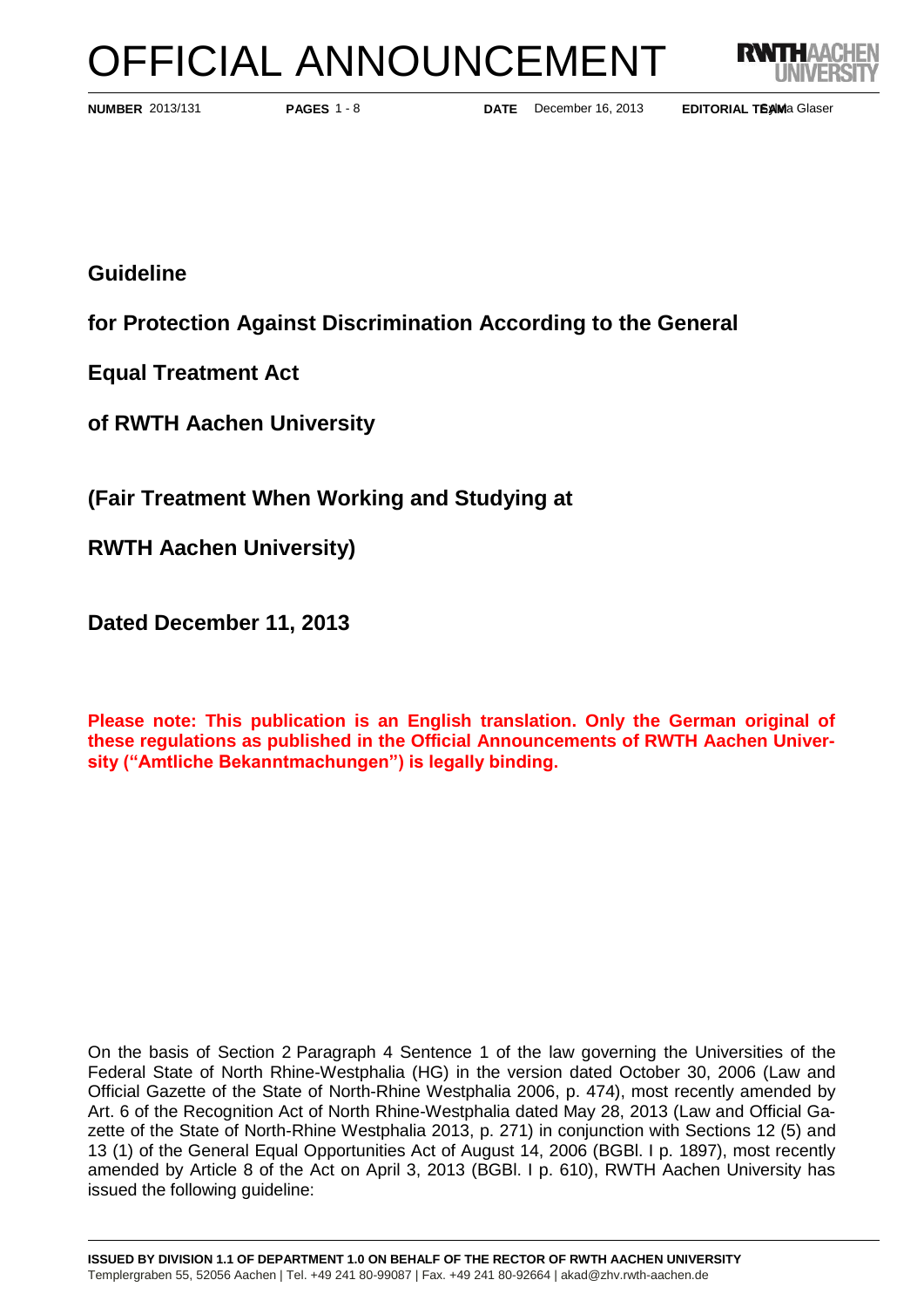# OFFICIAL ANNOUNCEMENT

**NUMBER** 2013/131 **PAGES** 1 - 8 **DATE** December 16, 2013 **EDITORIAL TEAM** Sabina Glaser

## Guideline

## for Protection Against Discrimination According to the General Equal Treatment Act of RWTH Aachen University

## (Fair Treatment When Working and Studying at RWTH Aachen University)

## Dated December 11, 2013

**Please note: This publication is an English translation. Only the German original of these regulations as published in the Official Announcements of RWTH Aachen University ("Amtliche Bekanntmachungen") is legally binding.**

On the basis of Section 2 Paragraph 4 Sentence 1 of the law governing the Universities of the Federal State of North Rhine-Westphalia (HG) in the version dated October 30, 2006 (Law and Official Gazette of the State of North-Rhine Westphalia 2006, p. 474), most recently amended by Art. 6 of the Recognition Act of North Rhine-Westphalia dated May 28, 2013 (Law and Official Gazette of the State of North-Rhine Westphalia 2013, p. 271) in conjunction with Sections 12 (5) and 13 (1) of the General Equal Opportunities Act of August 14, 2006 (BGBl. I p. 1897), most recently amended by Article 8 of the Act on April 3, 2013 (BGBl. I p. 610), RWTH Aachen University has issued the following guideline:

**ISSUED BY DIVISION 1.1 OF DEPARTMENT 1.0 ON BEHALF OF THE RECTOR OF RWTH AACHEN UNIVERSITY**
Templergraben 55, 52056 Aachen | Tel. +49 241 80-99087 | Fax. +49 241 80-92664 | akad@zhv.rwth-aachen.de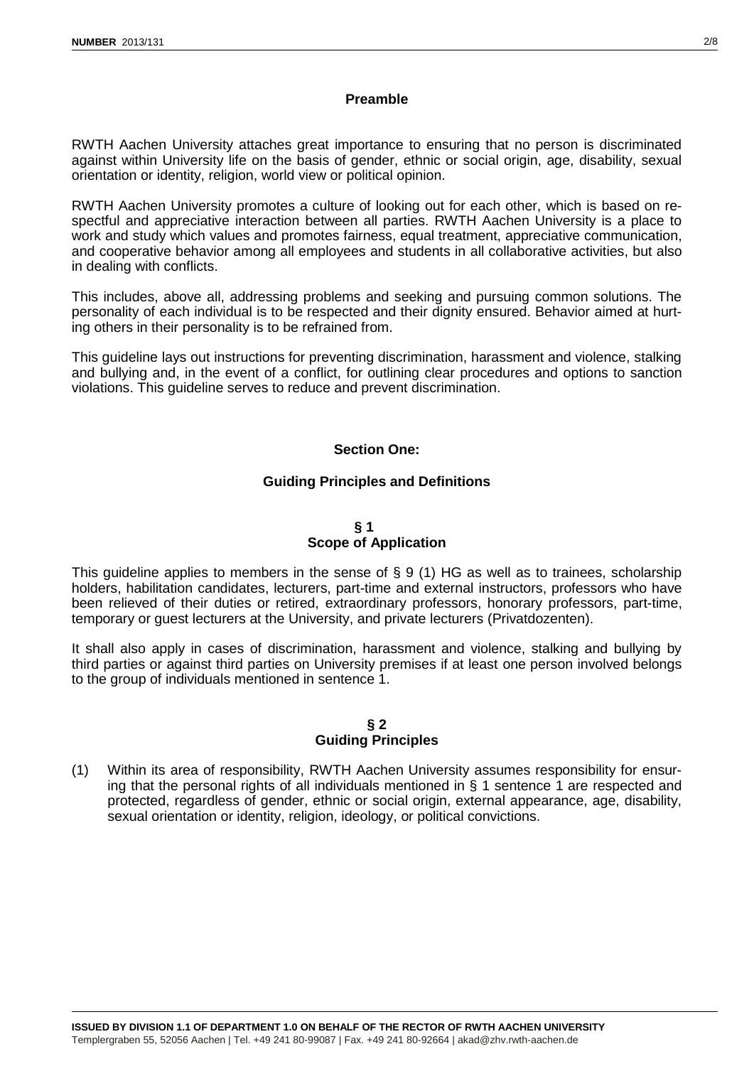## Preamble

RWTH Aachen University attaches great importance to ensuring that no person is discriminated against within University life on the basis of gender, ethnic or social origin, age, disability, sexual orientation or identity, religion, world view or political opinion.

RWTH Aachen University promotes a culture of looking out for each other, which is based on respectful and appreciative interaction between all parties. RWTH Aachen University is a place to work and study which values and promotes fairness, equal treatment, appreciative communication, and cooperative behavior among all employees and students in all collaborative activities, but also in dealing with conflicts.

This includes, above all, addressing problems and seeking and pursuing common solutions. The personality of each individual is to be respected and their dignity ensured. Behavior aimed at hurting others in their personality is to be refrained from.

This guideline lays out instructions for preventing discrimination, harassment and violence, stalking and bullying and, in the event of a conflict, for outlining clear procedures and options to sanction violations. This guideline serves to reduce and prevent discrimination.

## Section One:

## Guiding Principles and Definitions

### § 1
### Scope of Application

This guideline applies to members in the sense of § 9 (1) HG as well as to trainees, scholarship holders, habilitation candidates, lecturers, part-time and external instructors, professors who have been relieved of their duties or retired, extraordinary professors, honorary professors, part-time, temporary or guest lecturers at the University, and private lecturers (Privatdozenten).

It shall also apply in cases of discrimination, harassment and violence, stalking and bullying by third parties or against third parties on University premises if at least one person involved belongs to the group of individuals mentioned in sentence 1.

### § 2
### Guiding Principles

(1) Within its area of responsibility, RWTH Aachen University assumes responsibility for ensuring that the personal rights of all individuals mentioned in § 1 sentence 1 are respected and protected, regardless of gender, ethnic or social origin, external appearance, age, disability, sexual orientation or identity, religion, ideology, or political convictions.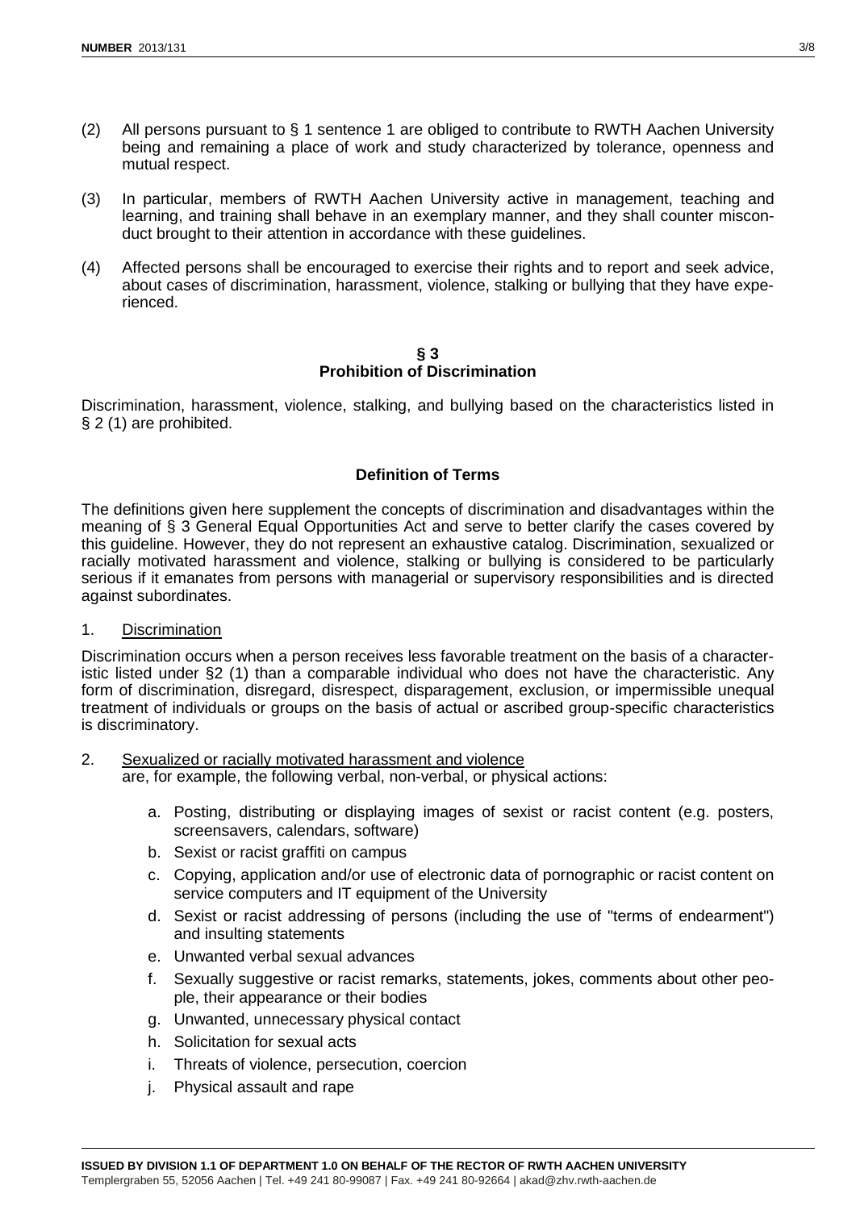(2) All persons pursuant to § 1 sentence 1 are obliged to contribute to RWTH Aachen University being and remaining a place of work and study characterized by tolerance, openness and mutual respect.

(3) In particular, members of RWTH Aachen University active in management, teaching and learning, and training shall behave in an exemplary manner, and they shall counter misconduct brought to their attention in accordance with these guidelines.

(4) Affected persons shall be encouraged to exercise their rights and to report and seek advice, about cases of discrimination, harassment, violence, stalking or bullying that they have experienced.

## § 3
## Prohibition of Discrimination

Discrimination, harassment, violence, stalking, and bullying based on the characteristics listed in § 2 (1) are prohibited.

### Definition of Terms

The definitions given here supplement the concepts of discrimination and disadvantages within the meaning of § 3 General Equal Opportunities Act and serve to better clarify the cases covered by this guideline. However, they do not represent an exhaustive catalog. Discrimination, sexualized or racially motivated harassment and violence, stalking or bullying is considered to be particularly serious if it emanates from persons with managerial or supervisory responsibilities and is directed against subordinates.

1. Discrimination

Discrimination occurs when a person receives less favorable treatment on the basis of a characteristic listed under §2 (1) than a comparable individual who does not have the characteristic. Any form of discrimination, disregard, disrespect, disparagement, exclusion, or impermissible unequal treatment of individuals or groups on the basis of actual or ascribed group-specific characteristics is discriminatory.

2. Sexualized or racially motivated harassment and violence are, for example, the following verbal, non-verbal, or physical actions:

   a. Posting, distributing or displaying images of sexist or racist content (e.g. posters, screensavers, calendars, software)
   b. Sexist or racist graffiti on campus
   c. Copying, application and/or use of electronic data of pornographic or racist content on service computers and IT equipment of the University
   d. Sexist or racist addressing of persons (including the use of "terms of endearment") and insulting statements
   e. Unwanted verbal sexual advances
   f. Sexually suggestive or racist remarks, statements, jokes, comments about other people, their appearance or their bodies
   g. Unwanted, unnecessary physical contact
   h. Solicitation for sexual acts
   i. Threats of violence, persecution, coercion
   j. Physical assault and rape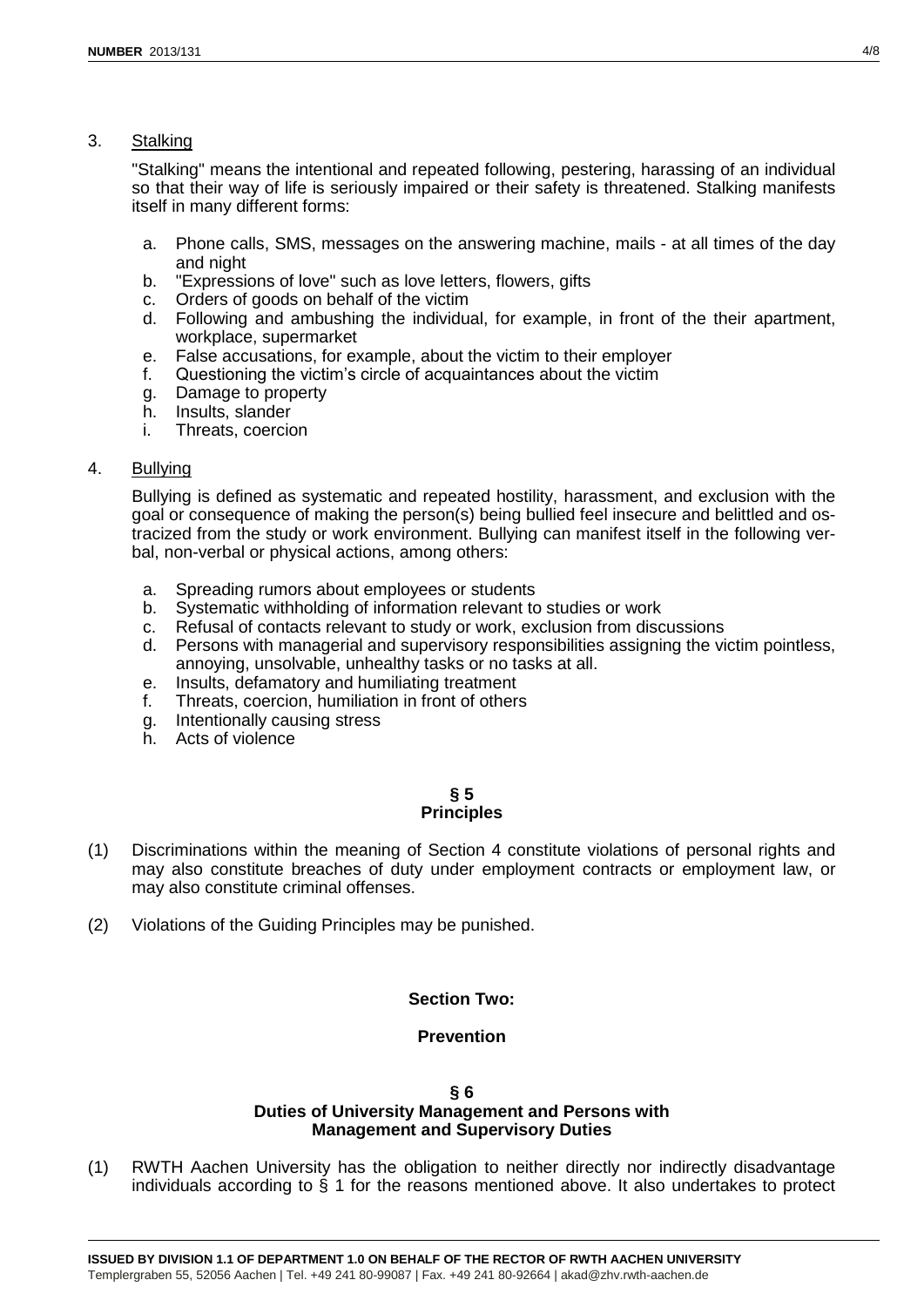3. <u>Stalking</u>

   "Stalking" means the intentional and repeated following, pestering, harassing of an individual so that their way of life is seriously impaired or their safety is threatened. Stalking manifests itself in many different forms:

   a. Phone calls, SMS, messages on the answering machine, mails - at all times of the day and night
   b. "Expressions of love" such as love letters, flowers, gifts
   c. Orders of goods on behalf of the victim
   d. Following and ambushing the individual, for example, in front of the their apartment, workplace, supermarket
   e. False accusations, for example, about the victim to their employer
   f. Questioning the victim's circle of acquaintances about the victim
   g. Damage to property
   h. Insults, slander
   i. Threats, coercion

4. <u>Bullying</u>

   Bullying is defined as systematic and repeated hostility, harassment, and exclusion with the goal or consequence of making the person(s) being bullied feel insecure and belittled and ostracized from the study or work environment. Bullying can manifest itself in the following verbal, non-verbal or physical actions, among others:

   a. Spreading rumors about employees or students
   b. Systematic withholding of information relevant to studies or work
   c. Refusal of contacts relevant to study or work, exclusion from discussions
   d. Persons with managerial and supervisory responsibilities assigning the victim pointless, annoying, unsolvable, unhealthy tasks or no tasks at all.
   e. Insults, defamatory and humiliating treatment
   f. Threats, coercion, humiliation in front of others
   g. Intentionally causing stress
   h. Acts of violence

### § 5
### Principles

(1) Discriminations within the meaning of Section 4 constitute violations of personal rights and may also constitute breaches of duty under employment contracts or employment law, or may also constitute criminal offenses.

(2) Violations of the Guiding Principles may be punished.

## Section Two:

## Prevention

### § 6
### Duties of University Management and Persons with Management and Supervisory Duties

(1) RWTH Aachen University has the obligation to neither directly nor indirectly disadvantage individuals according to § 1 for the reasons mentioned above. It also undertakes to protect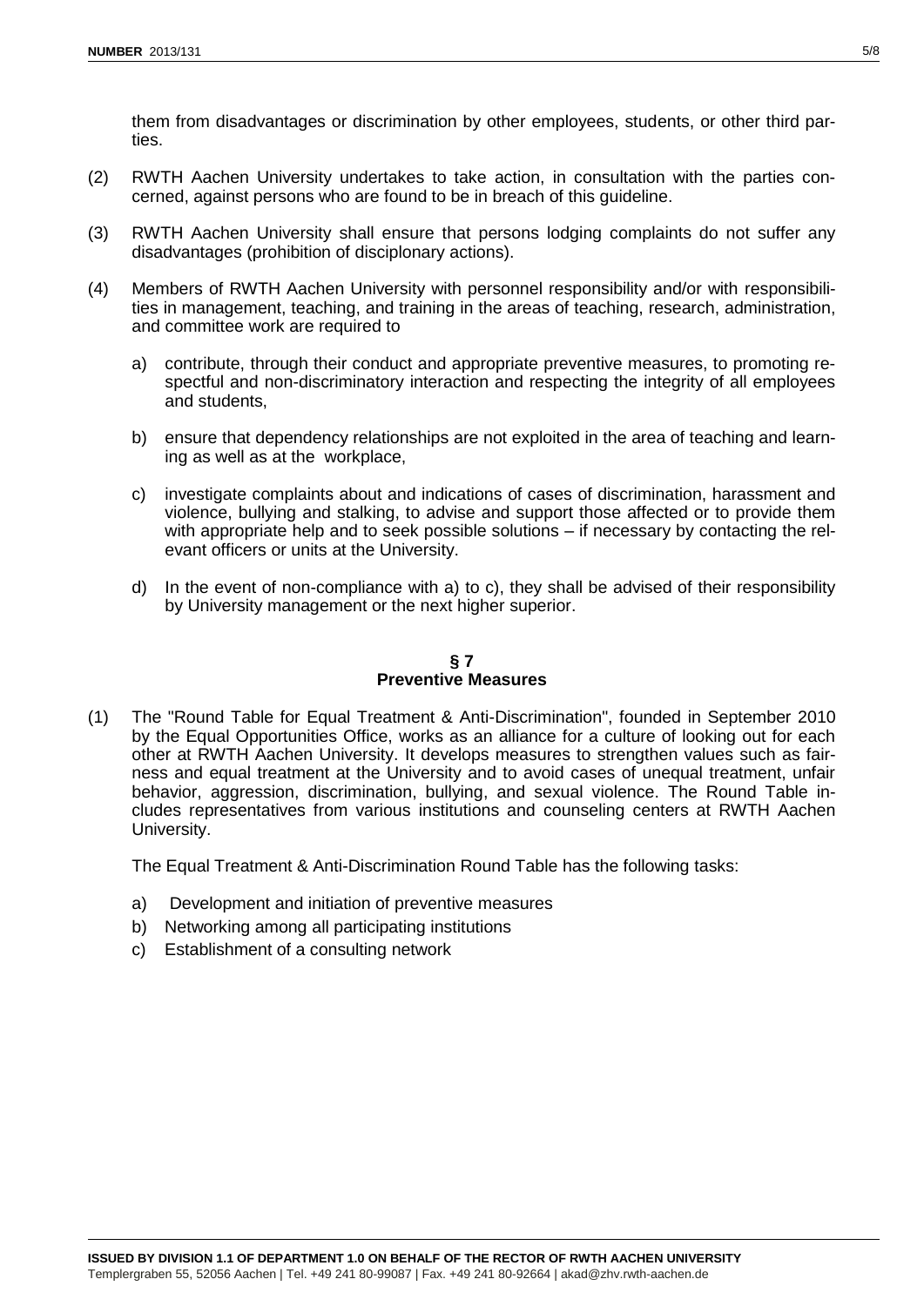them from disadvantages or discrimination by other employees, students, or other third parties.

(2) RWTH Aachen University undertakes to take action, in consultation with the parties concerned, against persons who are found to be in breach of this guideline.

(3) RWTH Aachen University shall ensure that persons lodging complaints do not suffer any disadvantages (prohibition of disciplonary actions).

(4) Members of RWTH Aachen University with personnel responsibility and/or with responsibilities in management, teaching, and training in the areas of teaching, research, administration, and committee work are required to

   a) contribute, through their conduct and appropriate preventive measures, to promoting respectful and non-discriminatory interaction and respecting the integrity of all employees and students,

   b) ensure that dependency relationships are not exploited in the area of teaching and learning as well as at the workplace,

   c) investigate complaints about and indications of cases of discrimination, harassment and violence, bullying and stalking, to advise and support those affected or to provide them with appropriate help and to seek possible solutions – if necessary by contacting the relevant officers or units at the University.

   d) In the event of non-compliance with a) to c), they shall be advised of their responsibility by University management or the next higher superior.

## § 7
## Preventive Measures

(1) The "Round Table for Equal Treatment & Anti-Discrimination", founded in September 2010 by the Equal Opportunities Office, works as an alliance for a culture of looking out for each other at RWTH Aachen University. It develops measures to strengthen values such as fairness and equal treatment at the University and to avoid cases of unequal treatment, unfair behavior, aggression, discrimination, bullying, and sexual violence. The Round Table includes representatives from various institutions and counseling centers at RWTH Aachen University.

The Equal Treatment & Anti-Discrimination Round Table has the following tasks:

   a) Development and initiation of preventive measures
   b) Networking among all participating institutions
   c) Establishment of a consulting network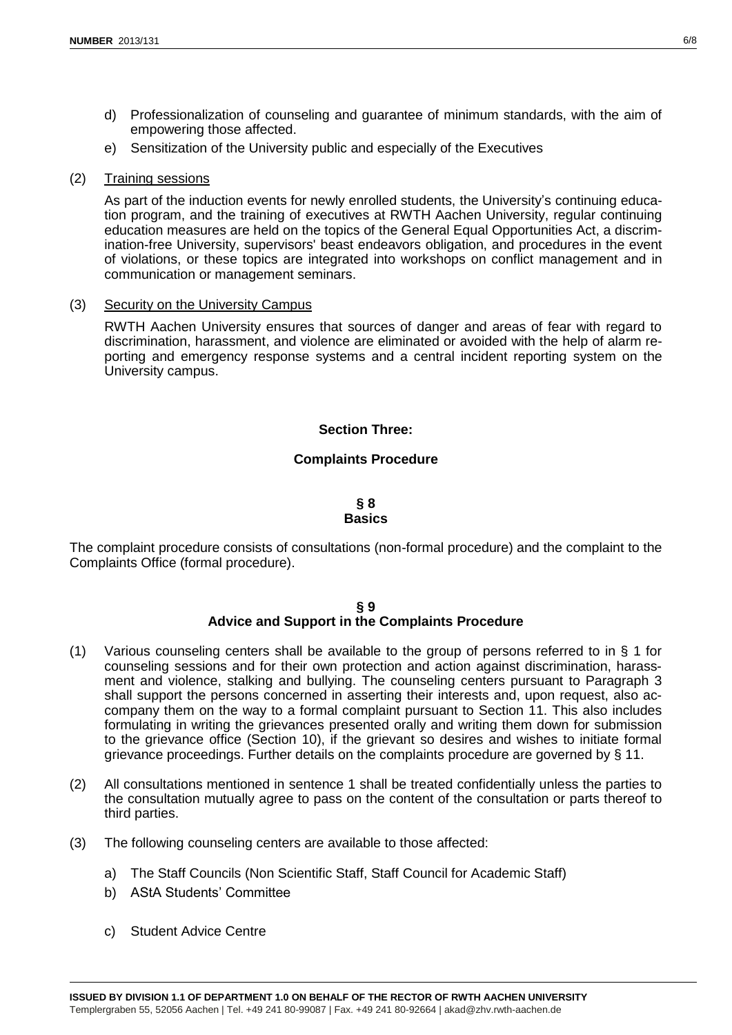d) Professionalization of counseling and guarantee of minimum standards, with the aim of empowering those affected.

e) Sensitization of the University public and especially of the Executives

(2) Training sessions

As part of the induction events for newly enrolled students, the University's continuing education program, and the training of executives at RWTH Aachen University, regular continuing education measures are held on the topics of the General Equal Opportunities Act, a discrimination-free University, supervisors' beast endeavors obligation, and procedures in the event of violations, or these topics are integrated into workshops on conflict management and in communication or management seminars.

(3) Security on the University Campus

RWTH Aachen University ensures that sources of danger and areas of fear with regard to discrimination, harassment, and violence are eliminated or avoided with the help of alarm reporting and emergency response systems and a central incident reporting system on the University campus.

## Section Three:

## Complaints Procedure

### § 8
### Basics

The complaint procedure consists of consultations (non-formal procedure) and the complaint to the Complaints Office (formal procedure).

### § 9
### Advice and Support in the Complaints Procedure

(1) Various counseling centers shall be available to the group of persons referred to in § 1 for counseling sessions and for their own protection and action against discrimination, harassment and violence, stalking and bullying. The counseling centers pursuant to Paragraph 3 shall support the persons concerned in asserting their interests and, upon request, also accompany them on the way to a formal complaint pursuant to Section 11. This also includes formulating in writing the grievances presented orally and writing them down for submission to the grievance office (Section 10), if the grievant so desires and wishes to initiate formal grievance proceedings. Further details on the complaints procedure are governed by § 11.

(2) All consultations mentioned in sentence 1 shall be treated confidentially unless the parties to the consultation mutually agree to pass on the content of the consultation or parts thereof to third parties.

(3) The following counseling centers are available to those affected:

a) The Staff Councils (Non Scientific Staff, Staff Council for Academic Staff)

b) AStA Students' Committee

c) Student Advice Centre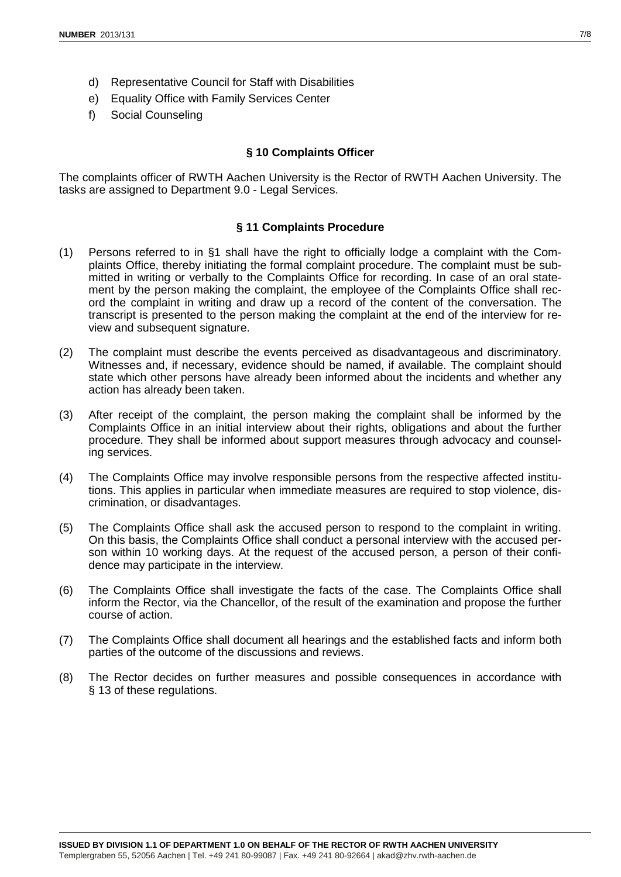d) Representative Council for Staff with Disabilities
e) Equality Office with Family Services Center
f) Social Counseling

### § 10 Complaints Officer

The complaints officer of RWTH Aachen University is the Rector of RWTH Aachen University. The tasks are assigned to Department 9.0 - Legal Services.

### § 11 Complaints Procedure

(1) Persons referred to in §1 shall have the right to officially lodge a complaint with the Complaints Office, thereby initiating the formal complaint procedure. The complaint must be submitted in writing or verbally to the Complaints Office for recording. In case of an oral statement by the person making the complaint, the employee of the Complaints Office shall record the complaint in writing and draw up a record of the content of the conversation. The transcript is presented to the person making the complaint at the end of the interview for review and subsequent signature.

(2) The complaint must describe the events perceived as disadvantageous and discriminatory. Witnesses and, if necessary, evidence should be named, if available. The complaint should state which other persons have already been informed about the incidents and whether any action has already been taken.

(3) After receipt of the complaint, the person making the complaint shall be informed by the Complaints Office in an initial interview about their rights, obligations and about the further procedure. They shall be informed about support measures through advocacy and counseling services.

(4) The Complaints Office may involve responsible persons from the respective affected institutions. This applies in particular when immediate measures are required to stop violence, discrimination, or disadvantages.

(5) The Complaints Office shall ask the accused person to respond to the complaint in writing. On this basis, the Complaints Office shall conduct a personal interview with the accused person within 10 working days. At the request of the accused person, a person of their confidence may participate in the interview.

(6) The Complaints Office shall investigate the facts of the case. The Complaints Office shall inform the Rector, via the Chancellor, of the result of the examination and propose the further course of action.

(7) The Complaints Office shall document all hearings and the established facts and inform both parties of the outcome of the discussions and reviews.

(8) The Rector decides on further measures and possible consequences in accordance with § 13 of these regulations.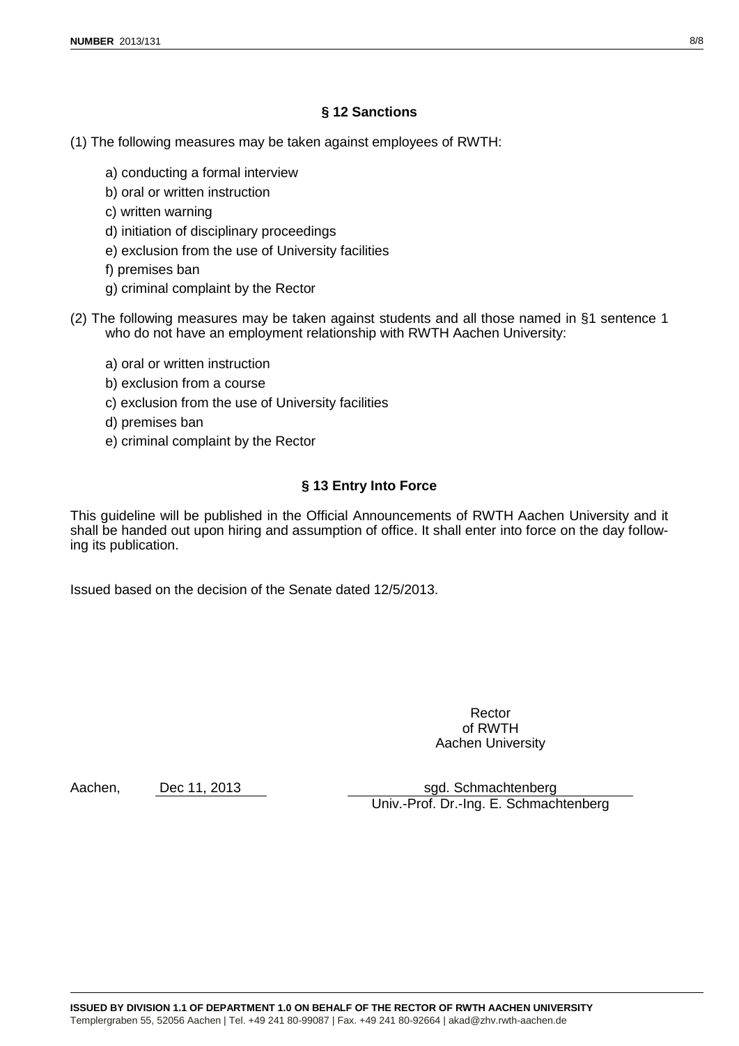### § 12 Sanctions

(1) The following measures may be taken against employees of RWTH:

a) conducting a formal interview
b) oral or written instruction
c) written warning
d) initiation of disciplinary proceedings
e) exclusion from the use of University facilities
f) premises ban
g) criminal complaint by the Rector

(2) The following measures may be taken against students and all those named in §1 sentence 1 who do not have an employment relationship with RWTH Aachen University:

a) oral or written instruction
b) exclusion from a course
c) exclusion from the use of University facilities
d) premises ban
e) criminal complaint by the Rector

### § 13 Entry Into Force

This guideline will be published in the Official Announcements of RWTH Aachen University and it shall be handed out upon hiring and assumption of office. It shall enter into force on the day following its publication.

Issued based on the decision of the Senate dated 12/5/2013.

Rector
of RWTH
Aachen University

Aachen, Dec 11, 2013

sgd. Schmachtenberg
Univ.-Prof. Dr.-Ing. E. Schmachtenberg

**ISSUED BY DIVISION 1.1 OF DEPARTMENT 1.0 ON BEHALF OF THE RECTOR OF RWTH AACHEN UNIVERSITY**
Templergraben 55, 52056 Aachen | Tel. +49 241 80-99087 | Fax. +49 241 80-92664 | akad@zhv.rwth-aachen.de